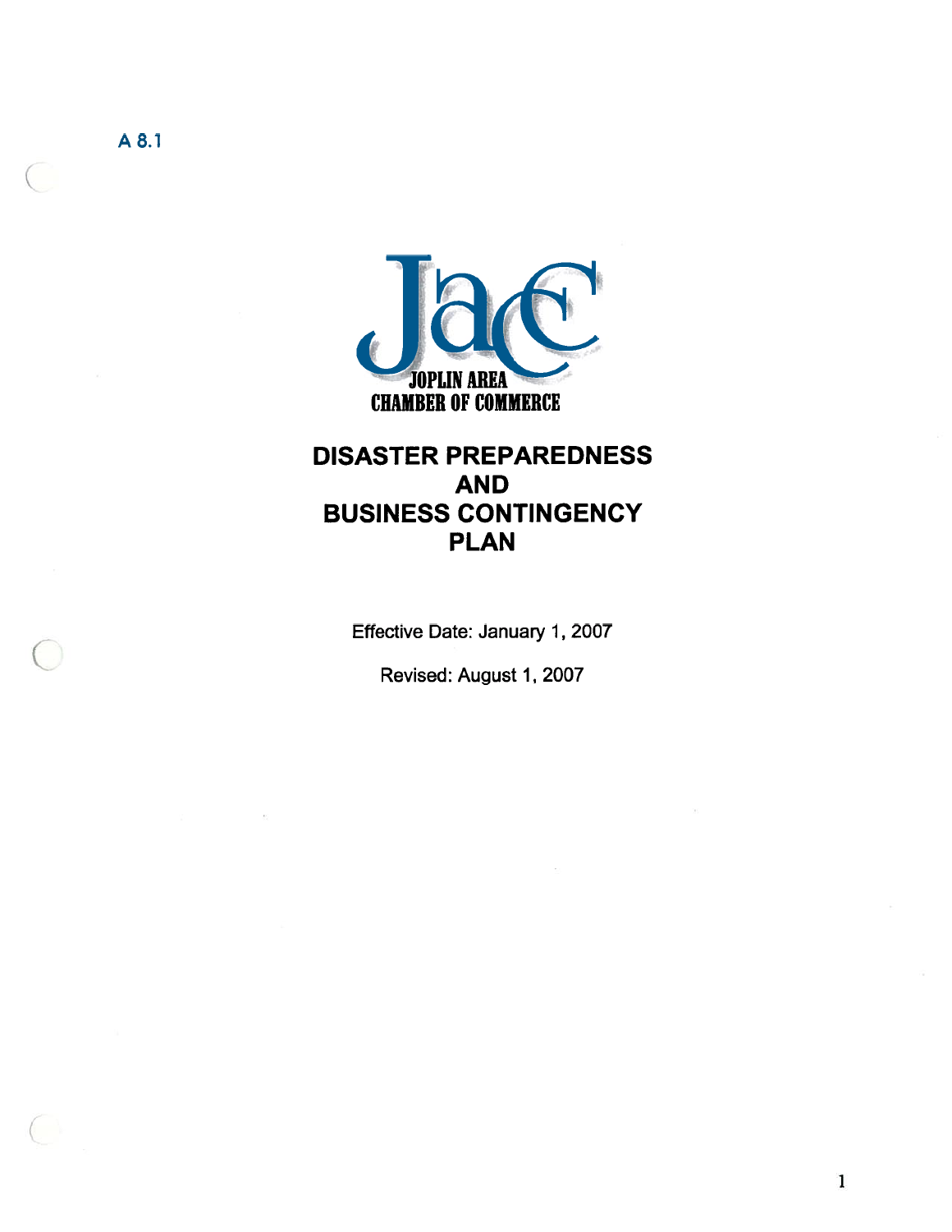A 8.1

JOPLIN AREA
CHAMBER OF COMMERCE

# DISASTER PREPAREDNESS AND BUSINESS CONTINGENCY PLAN

Effective Date: January 1, 2007

Revised: August 1, 2007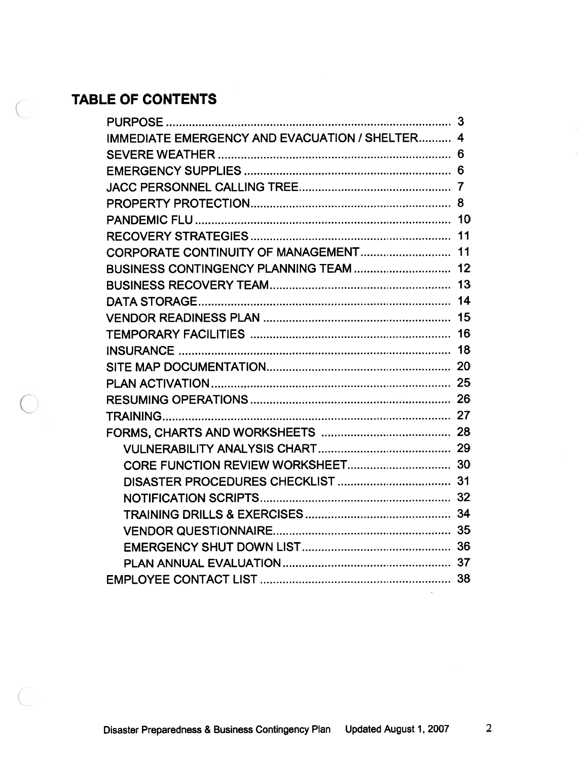# TABLE OF CONTENTS

| | |
|---|---|
| PURPOSE | 3 |
| IMMEDIATE EMERGENCY AND EVACUATION / SHELTER | 4 |
| SEVERE WEATHER | 6 |
| EMERGENCY SUPPLIES | 6 |
| JACC PERSONNEL CALLING TREE | 7 |
| PROPERTY PROTECTION | 8 |
| PANDEMIC FLU | 10 |
| RECOVERY STRATEGIES | 11 |
| CORPORATE CONTINUITY OF MANAGEMENT | 11 |
| BUSINESS CONTINGENCY PLANNING TEAM | 12 |
| BUSINESS RECOVERY TEAM | 13 |
| DATA STORAGE | 14 |
| VENDOR READINESS PLAN | 15 |
| TEMPORARY FACILITIES | 16 |
| INSURANCE | 18 |
| SITE MAP DOCUMENTATION | 20 |
| PLAN ACTIVATION | 25 |
| RESUMING OPERATIONS | 26 |
| TRAINING | 27 |
| FORMS, CHARTS AND WORKSHEETS | 28 |
| VULNERABILITY ANALYSIS CHART | 29 |
| CORE FUNCTION REVIEW WORKSHEET | 30 |
| DISASTER PROCEDURES CHECKLIST | 31 |
| NOTIFICATION SCRIPTS | 32 |
| TRAINING DRILLS & EXERCISES | 34 |
| VENDOR QUESTIONNAIRE | 35 |
| EMERGENCY SHUT DOWN LIST | 36 |
| PLAN ANNUAL EVALUATION | 37 |
| EMPLOYEE CONTACT LIST | 38 |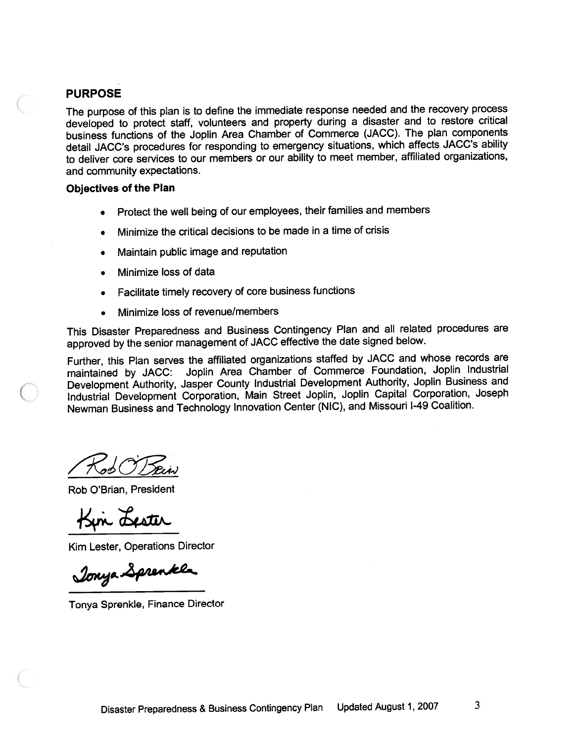## PURPOSE

The purpose of this plan is to define the immediate response needed and the recovery process developed to protect staff, volunteers and property during a disaster and to restore critical business functions of the Joplin Area Chamber of Commerce (JACC). The plan components detail JACC's procedures for responding to emergency situations, which affects JACC's ability to deliver core services to our members or our ability to meet member, affiliated organizations, and community expectations.

**Objectives of the Plan**

- Protect the well being of our employees, their families and members
- Minimize the critical decisions to be made in a time of crisis
- Maintain public image and reputation
- Minimize loss of data
- Facilitate timely recovery of core business functions
- Minimize loss of revenue/members

This Disaster Preparedness and Business Contingency Plan and all related procedures are approved by the senior management of JACC effective the date signed below.

Further, this Plan serves the affiliated organizations staffed by JACC and whose records are maintained by JACC: Joplin Area Chamber of Commerce Foundation, Joplin Industrial Development Authority, Jasper County Industrial Development Authority, Joplin Business and Industrial Development Corporation, Main Street Joplin, Joplin Capital Corporation, Joseph Newman Business and Technology Innovation Center (NIC), and Missouri I-49 Coalition.

Rob O'Brian, President

Kim Lester, Operations Director

Tonya Sprenkle, Finance Director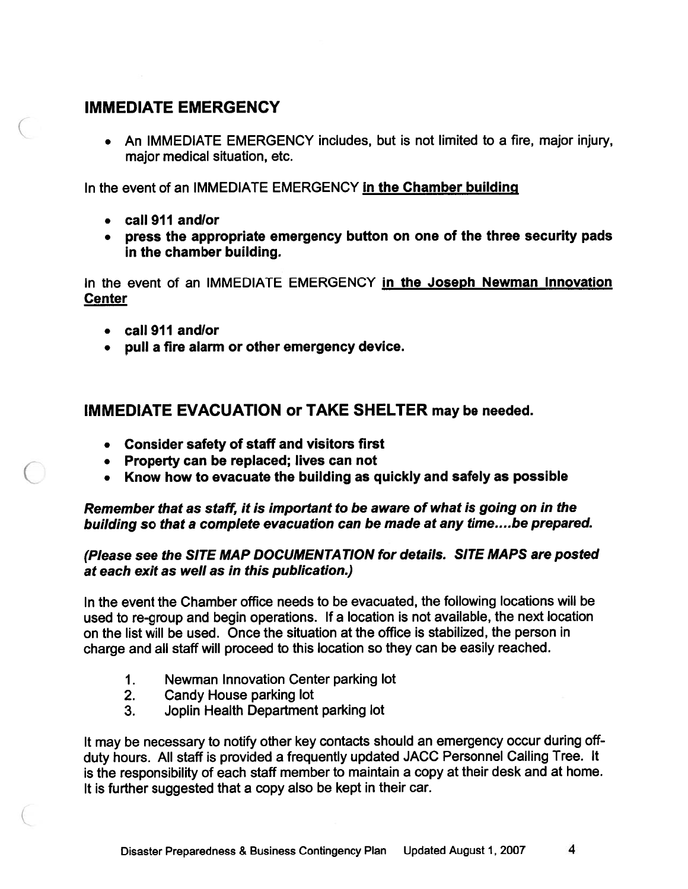## IMMEDIATE EMERGENCY

- An IMMEDIATE EMERGENCY includes, but is not limited to a fire, major injury, major medical situation, etc.

In the event of an IMMEDIATE EMERGENCY **in the Chamber building**

- **call 911 and/or**
- **press the appropriate emergency button on one of the three security pads in the chamber building.**

In the event of an IMMEDIATE EMERGENCY **in the Joseph Newman Innovation Center**

- **call 911 and/or**
- **pull a fire alarm or other emergency device.**

## IMMEDIATE EVACUATION or TAKE SHELTER may be needed.

- **Consider safety of staff and visitors first**
- **Property can be replaced; lives can not**
- **Know how to evacuate the building as quickly and safely as possible**

***Remember that as staff, it is important to be aware of what is going on in the building so that a complete evacuation can be made at any time....be prepared.***

***(Please see the SITE MAP DOCUMENTATION for details. SITE MAPS are posted at each exit as well as in this publication.)***

In the event the Chamber office needs to be evacuated, the following locations will be used to re-group and begin operations. If a location is not available, the next location on the list will be used. Once the situation at the office is stabilized, the person in charge and all staff will proceed to this location so they can be easily reached.

1. Newman Innovation Center parking lot
2. Candy House parking lot
3. Joplin Health Department parking lot

It may be necessary to notify other key contacts should an emergency occur during off-duty hours. All staff is provided a frequently updated JACC Personnel Calling Tree. It is the responsibility of each staff member to maintain a copy at their desk and at home. It is further suggested that a copy also be kept in their car.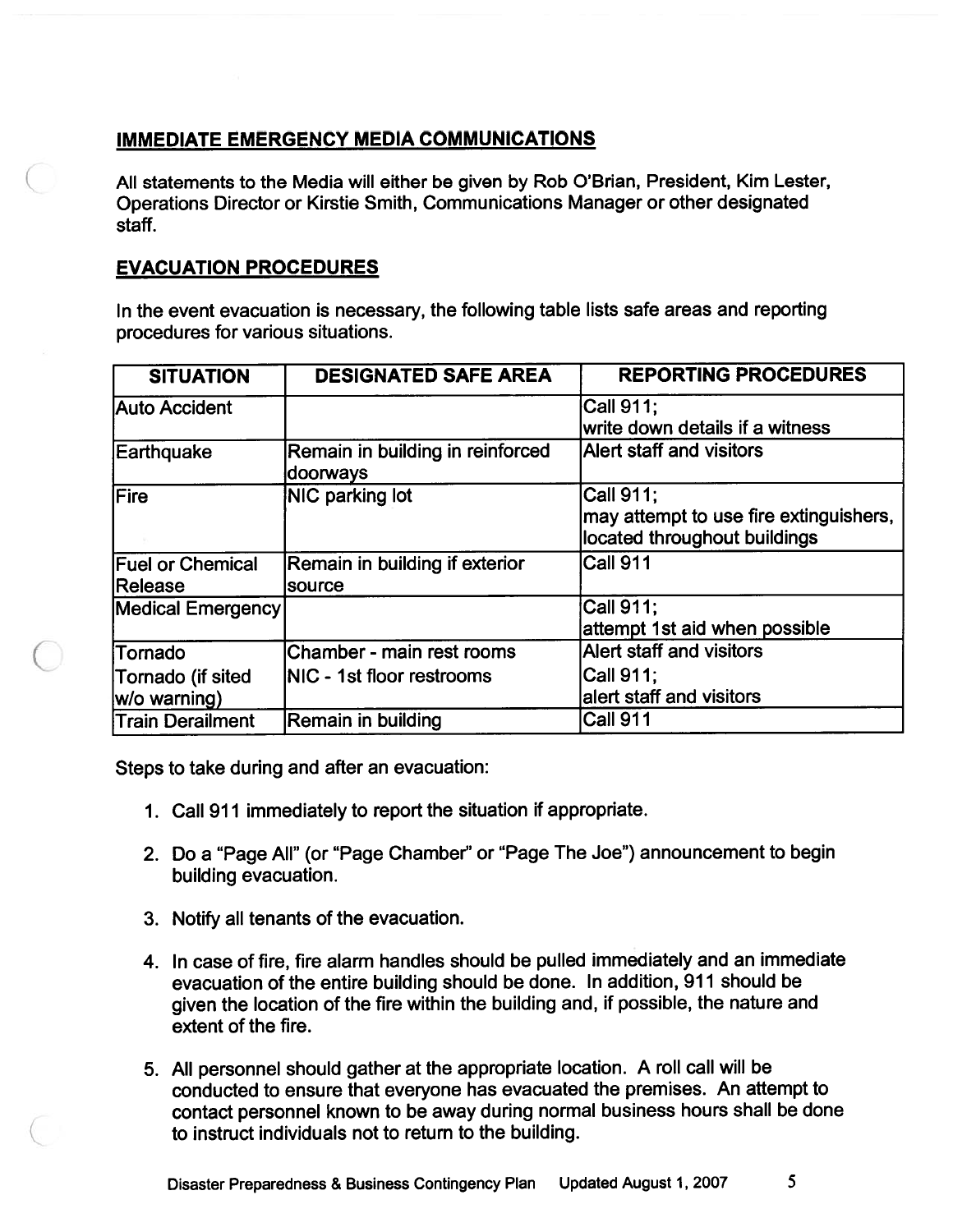## IMMEDIATE EMERGENCY MEDIA COMMUNICATIONS

All statements to the Media will either be given by Rob O'Brian, President, Kim Lester, Operations Director or Kirstie Smith, Communications Manager or other designated staff.

## EVACUATION PROCEDURES

In the event evacuation is necessary, the following table lists safe areas and reporting procedures for various situations.

| SITUATION | DESIGNATED SAFE AREA | REPORTING PROCEDURES |
|---|---|---|
| Auto Accident | | Call 911; write down details if a witness |
| Earthquake | Remain in building in reinforced doorways | Alert staff and visitors |
| Fire | NIC parking lot | Call 911; may attempt to use fire extinguishers, located throughout buildings |
| Fuel or Chemical Release | Remain in building if exterior source | Call 911 |
| Medical Emergency | | Call 911; attempt 1st aid when possible |
| Tornado | Chamber - main rest rooms | Alert staff and visitors |
| Tornado (if sited w/o warning) | NIC - 1st floor restrooms | Call 911; alert staff and visitors |
| Train Derailment | Remain in building | Call 911 |

Steps to take during and after an evacuation:

1. Call 911 immediately to report the situation if appropriate.

2. Do a "Page All" (or "Page Chamber" or "Page The Joe") announcement to begin building evacuation.

3. Notify all tenants of the evacuation.

4. In case of fire, fire alarm handles should be pulled immediately and an immediate evacuation of the entire building should be done. In addition, 911 should be given the location of the fire within the building and, if possible, the nature and extent of the fire.

5. All personnel should gather at the appropriate location. A roll call will be conducted to ensure that everyone has evacuated the premises. An attempt to contact personnel known to be away during normal business hours shall be done to instruct individuals not to return to the building.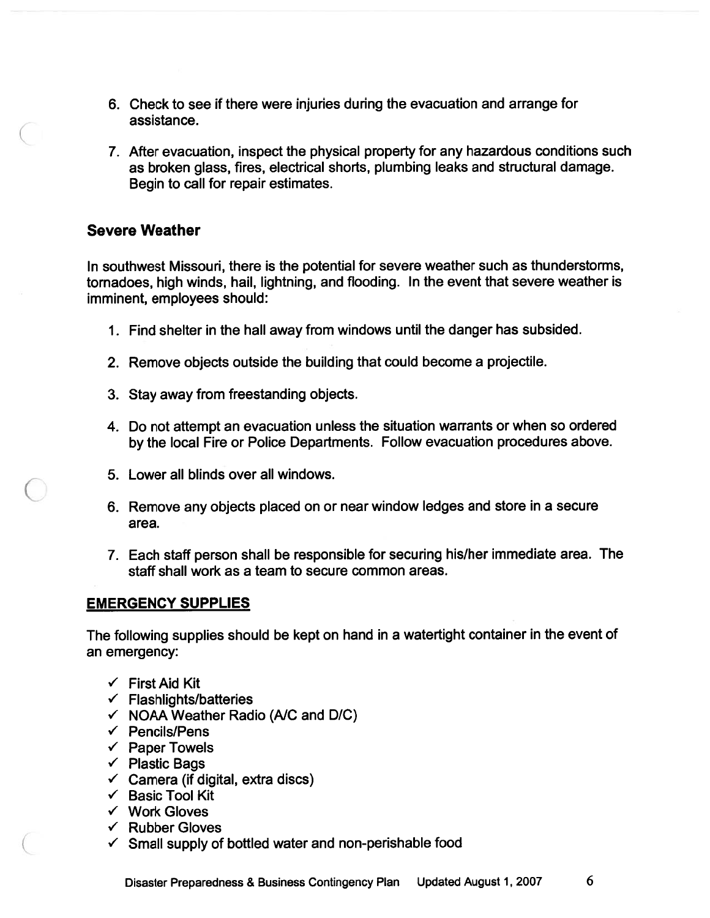6. Check to see if there were injuries during the evacuation and arrange for assistance.

7. After evacuation, inspect the physical property for any hazardous conditions such as broken glass, fires, electrical shorts, plumbing leaks and structural damage. Begin to call for repair estimates.

### Severe Weather

In southwest Missouri, there is the potential for severe weather such as thunderstorms, tornadoes, high winds, hail, lightning, and flooding. In the event that severe weather is imminent, employees should:

1. Find shelter in the hall away from windows until the danger has subsided.

2. Remove objects outside the building that could become a projectile.

3. Stay away from freestanding objects.

4. Do not attempt an evacuation unless the situation warrants or when so ordered by the local Fire or Police Departments. Follow evacuation procedures above.

5. Lower all blinds over all windows.

6. Remove any objects placed on or near window ledges and store in a secure area.

7. Each staff person shall be responsible for securing his/her immediate area. The staff shall work as a team to secure common areas.

## EMERGENCY SUPPLIES

The following supplies should be kept on hand in a watertight container in the event of an emergency:

- ✓ First Aid Kit
- ✓ Flashlights/batteries
- ✓ NOAA Weather Radio (A/C and D/C)
- ✓ Pencils/Pens
- ✓ Paper Towels
- ✓ Plastic Bags
- ✓ Camera (if digital, extra discs)
- ✓ Basic Tool Kit
- ✓ Work Gloves
- ✓ Rubber Gloves
- ✓ Small supply of bottled water and non-perishable food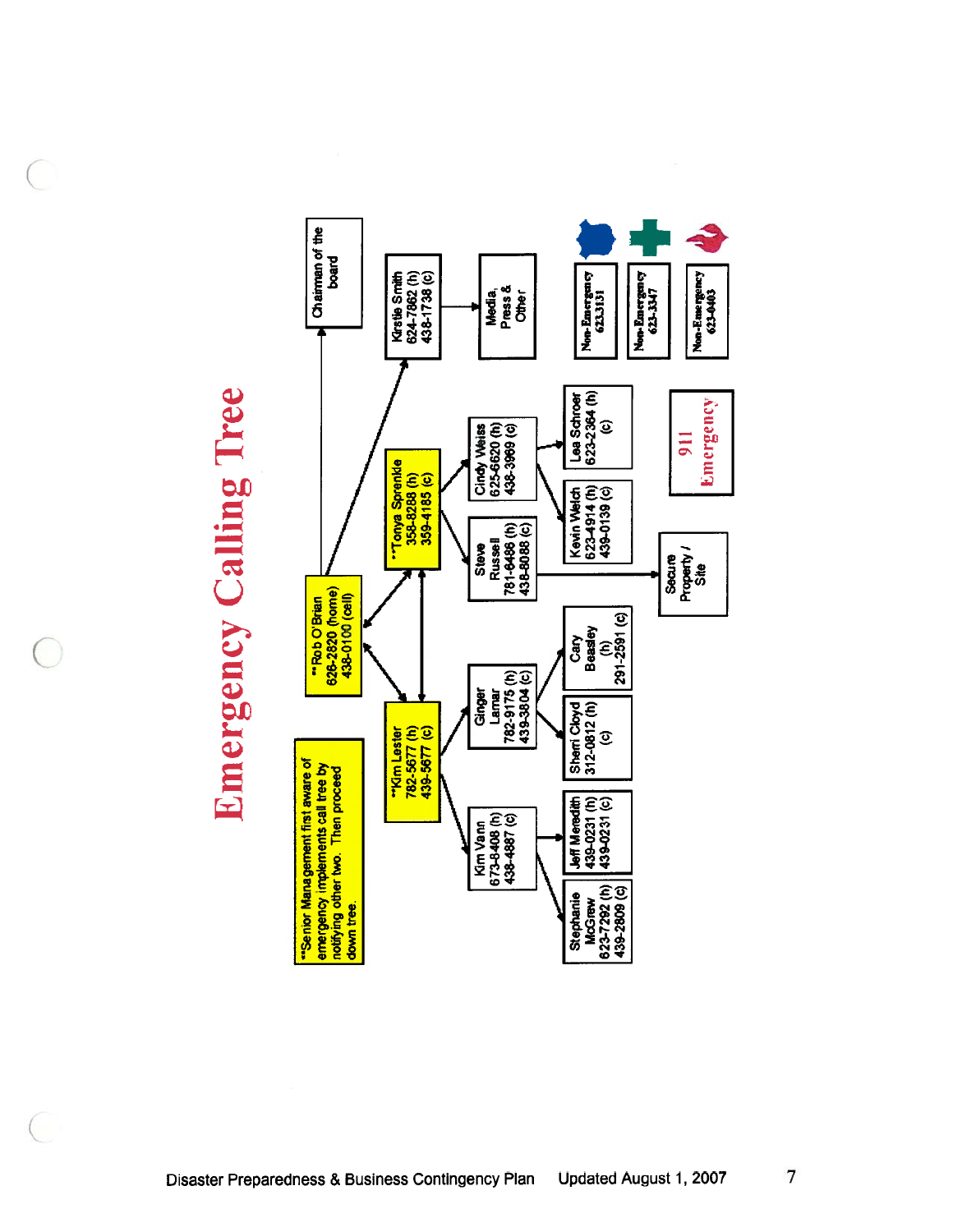# Emergency Calling Tree

**Senior Management first aware of emergency implements call tree by notifying other two. Then proceed down tree.

- **Rob O'Brian 626-2820 (home) 438-0100 (cell)
  - Chairman of the board
  - Kirstie Smith 624-7862 (h) 438-1738 (c)
    - Media, Press & Other
  - **Tonya Sprenkle 358-8288 (h) 359-4185 (c)
    - Cindy Weiss 625-6620 (h) 438-3969 (c)
      - Lea Schroer 623-2364 (h) (c)
      - Kevin Welch 623-4914 (h) 439-0139 (c)
    - Steve Russell 781-6486 (h) 438-8088 (c)
      - Secure Property / Site
  - **Kim Lester 782-5677 (h) 439-5677 (c)
    - Ginger Lamar 782-9175 (h) 439-3804 (c)
      - Cary Beasley (h) 291-2591 (c)
      - Sherri Cloyd 312-0812 (h) (c)
    - Kim Vann 673-8408 (h) 438-4887 (c)
      - Jeff Meredith 439-0231 (h) 439-0231 (c)
      - Stephanie McGrew 623-7292 (h) 439-2809 (c)

Non-Emergency 623.3131

Non-Emergency 623-3347

Non-Emergency 623-0403

911 Emergency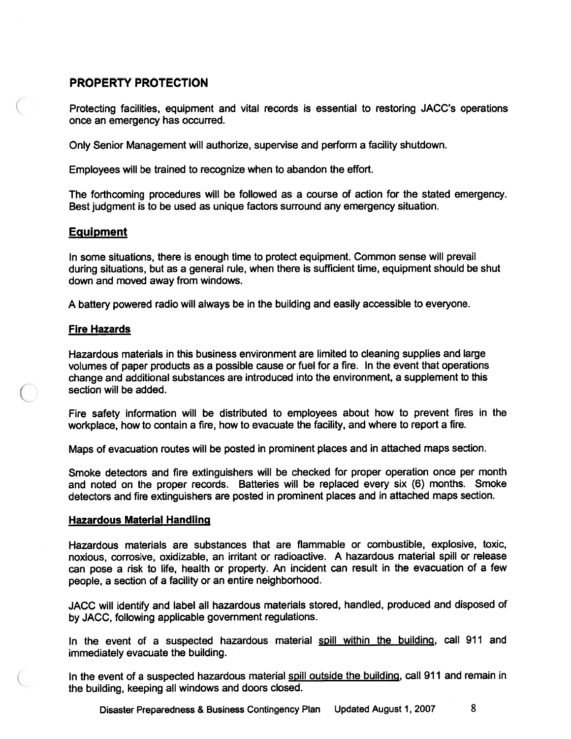## PROPERTY PROTECTION

Protecting facilities, equipment and vital records is essential to restoring JACC's operations once an emergency has occurred.

Only Senior Management will authorize, supervise and perform a facility shutdown.

Employees will be trained to recognize when to abandon the effort.

The forthcoming procedures will be followed as a course of action for the stated emergency. Best judgment is to be used as unique factors surround any emergency situation.

### Equipment

In some situations, there is enough time to protect equipment. Common sense will prevail during situations, but as a general rule, when there is sufficient time, equipment should be shut down and moved away from windows.

A battery powered radio will always be in the building and easily accessible to everyone.

#### Fire Hazards

Hazardous materials in this business environment are limited to cleaning supplies and large volumes of paper products as a possible cause or fuel for a fire. In the event that operations change and additional substances are introduced into the environment, a supplement to this section will be added.

Fire safety information will be distributed to employees about how to prevent fires in the workplace, how to contain a fire, how to evacuate the facility, and where to report a fire.

Maps of evacuation routes will be posted in prominent places and in attached maps section.

Smoke detectors and fire extinguishers will be checked for proper operation once per month and noted on the proper records. Batteries will be replaced every six (6) months. Smoke detectors and fire extinguishers are posted in prominent places and in attached maps section.

#### Hazardous Material Handling

Hazardous materials are substances that are flammable or combustible, explosive, toxic, noxious, corrosive, oxidizable, an irritant or radioactive. A hazardous material spill or release can pose a risk to life, health or property. An incident can result in the evacuation of a few people, a section of a facility or an entire neighborhood.

JACC will identify and label all hazardous materials stored, handled, produced and disposed of by JACC, following applicable government regulations.

In the event of a suspected hazardous material spill within the building, call 911 and immediately evacuate the building.

In the event of a suspected hazardous material spill outside the building, call 911 and remain in the building, keeping all windows and doors closed.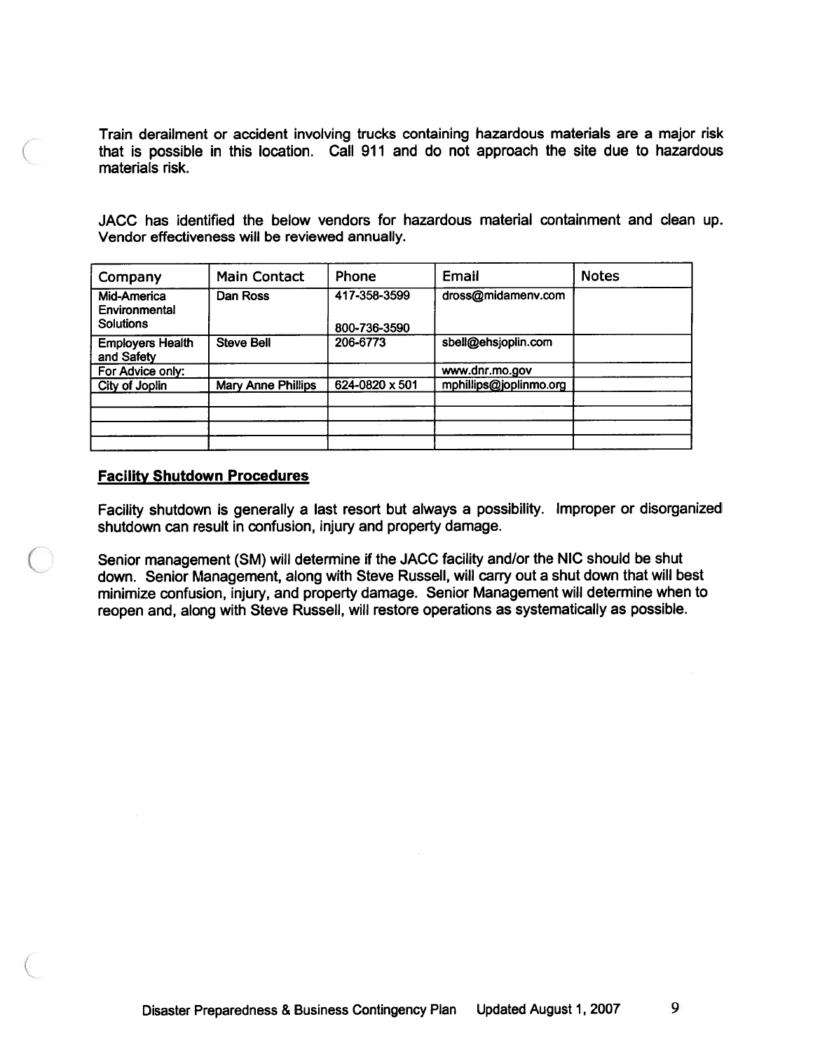Train derailment or accident involving trucks containing hazardous materials are a major risk that is possible in this location. Call 911 and do not approach the site due to hazardous materials risk.

JACC has identified the below vendors for hazardous material containment and clean up. Vendor effectiveness will be reviewed annually.

| Company | Main Contact | Phone | Email | Notes |
| --- | --- | --- | --- | --- |
| Mid-America Environmental Solutions | Dan Ross | 417-358-3599<br>800-736-3590 | dross@midamenv.com | |
| Employers Health and Safety | Steve Bell | 206-6773 | sbell@ehsjoplin.com | |
| For Advice only: | | | www.dnr.mo.gov | |
| City of Joplin | Mary Anne Phillips | 624-0820 x 501 | mphillips@joplinmo.org | |
| | | | | |
| | | | | |
| | | | | |
| | | | | |

## Facility Shutdown Procedures

Facility shutdown is generally a last resort but always a possibility. Improper or disorganized shutdown can result in confusion, injury and property damage.

Senior management (SM) will determine if the JACC facility and/or the NIC should be shut down. Senior Management, along with Steve Russell, will carry out a shut down that will best minimize confusion, injury, and property damage. Senior Management will determine when to reopen and, along with Steve Russell, will restore operations as systematically as possible.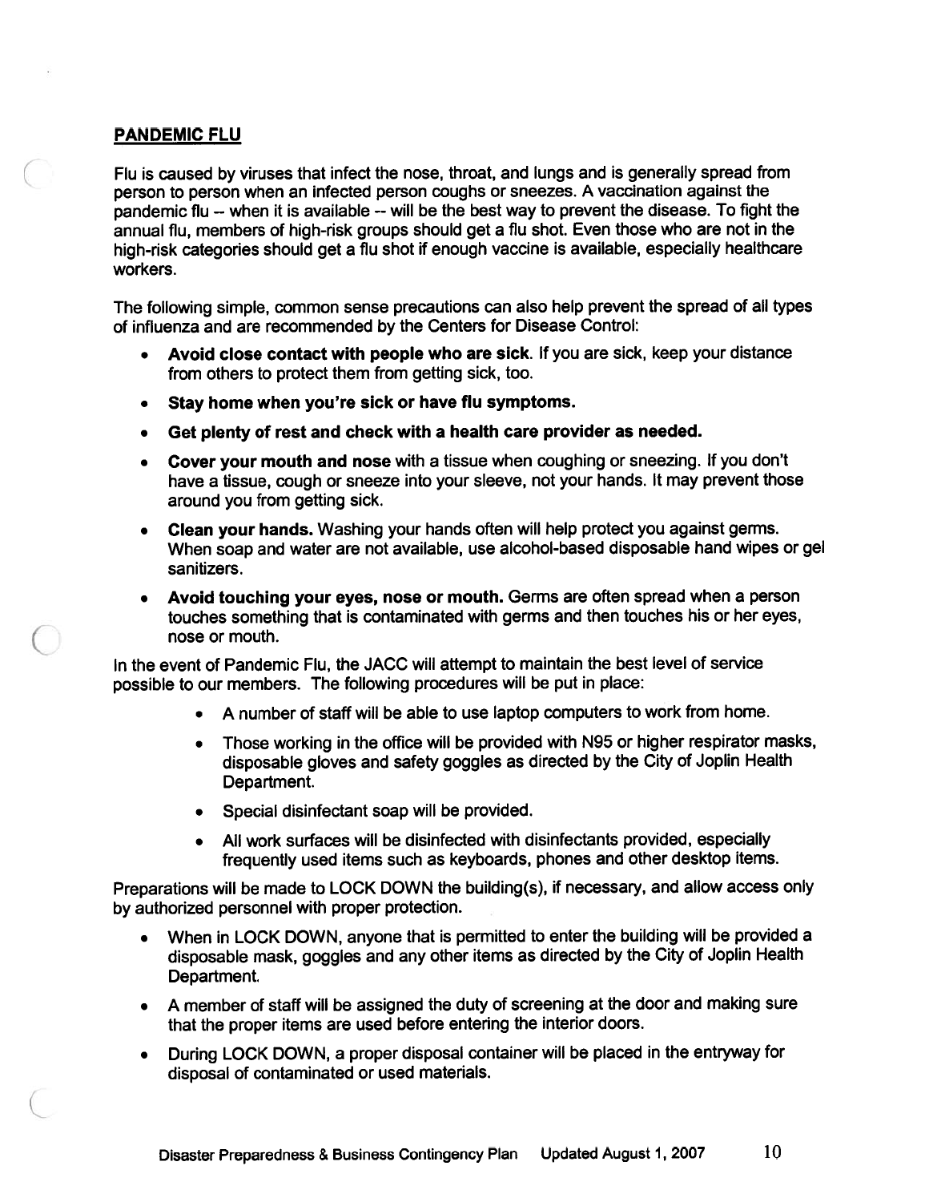## PANDEMIC FLU

Flu is caused by viruses that infect the nose, throat, and lungs and is generally spread from person to person when an infected person coughs or sneezes. A vaccination against the pandemic flu -- when it is available -- will be the best way to prevent the disease. To fight the annual flu, members of high-risk groups should get a flu shot. Even those who are not in the high-risk categories should get a flu shot if enough vaccine is available, especially healthcare workers.

The following simple, common sense precautions can also help prevent the spread of all types of influenza and are recommended by the Centers for Disease Control:

- **Avoid close contact with people who are sick**. If you are sick, keep your distance from others to protect them from getting sick, too.
- **Stay home when you're sick or have flu symptoms.**
- **Get plenty of rest and check with a health care provider as needed.**
- **Cover your mouth and nose** with a tissue when coughing or sneezing. If you don't have a tissue, cough or sneeze into your sleeve, not your hands. It may prevent those around you from getting sick.
- **Clean your hands.** Washing your hands often will help protect you against germs. When soap and water are not available, use alcohol-based disposable hand wipes or gel sanitizers.
- **Avoid touching your eyes, nose or mouth.** Germs are often spread when a person touches something that is contaminated with germs and then touches his or her eyes, nose or mouth.

In the event of Pandemic Flu, the JACC will attempt to maintain the best level of service possible to our members. The following procedures will be put in place:

- A number of staff will be able to use laptop computers to work from home.
- Those working in the office will be provided with N95 or higher respirator masks, disposable gloves and safety goggles as directed by the City of Joplin Health Department.
- Special disinfectant soap will be provided.
- All work surfaces will be disinfected with disinfectants provided, especially frequently used items such as keyboards, phones and other desktop items.

Preparations will be made to LOCK DOWN the building(s), if necessary, and allow access only by authorized personnel with proper protection.

- When in LOCK DOWN, anyone that is permitted to enter the building will be provided a disposable mask, goggles and any other items as directed by the City of Joplin Health Department.
- A member of staff will be assigned the duty of screening at the door and making sure that the proper items are used before entering the interior doors.
- During LOCK DOWN, a proper disposal container will be placed in the entryway for disposal of contaminated or used materials.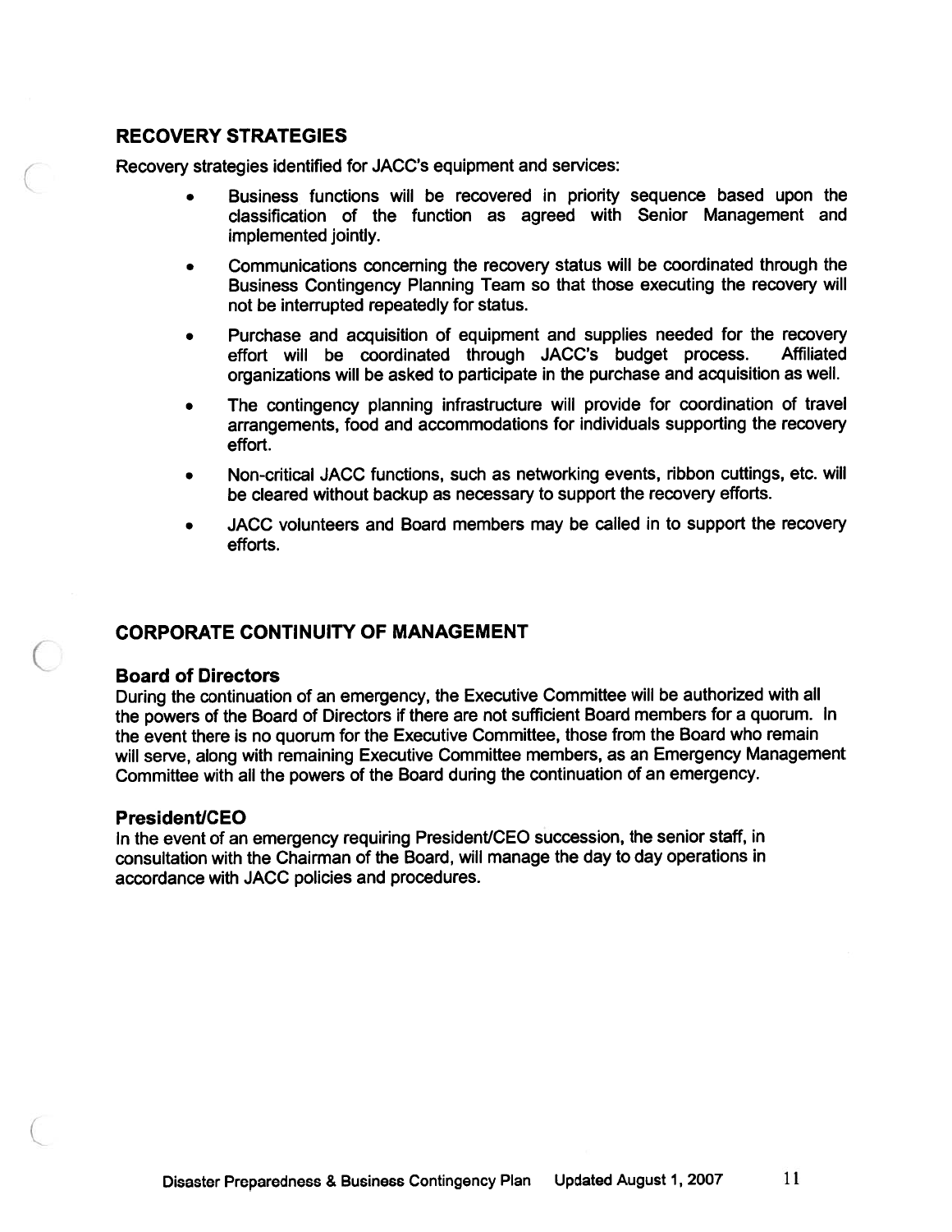## RECOVERY STRATEGIES

Recovery strategies identified for JACC's equipment and services:

- Business functions will be recovered in priority sequence based upon the classification of the function as agreed with Senior Management and implemented jointly.
- Communications concerning the recovery status will be coordinated through the Business Contingency Planning Team so that those executing the recovery will not be interrupted repeatedly for status.
- Purchase and acquisition of equipment and supplies needed for the recovery effort will be coordinated through JACC's budget process. Affiliated organizations will be asked to participate in the purchase and acquisition as well.
- The contingency planning infrastructure will provide for coordination of travel arrangements, food and accommodations for individuals supporting the recovery effort.
- Non-critical JACC functions, such as networking events, ribbon cuttings, etc. will be cleared without backup as necessary to support the recovery efforts.
- JACC volunteers and Board members may be called in to support the recovery efforts.

## CORPORATE CONTINUITY OF MANAGEMENT

### Board of Directors

During the continuation of an emergency, the Executive Committee will be authorized with all the powers of the Board of Directors if there are not sufficient Board members for a quorum. In the event there is no quorum for the Executive Committee, those from the Board who remain will serve, along with remaining Executive Committee members, as an Emergency Management Committee with all the powers of the Board during the continuation of an emergency.

### President/CEO

In the event of an emergency requiring President/CEO succession, the senior staff, in consultation with the Chairman of the Board, will manage the day to day operations in accordance with JACC policies and procedures.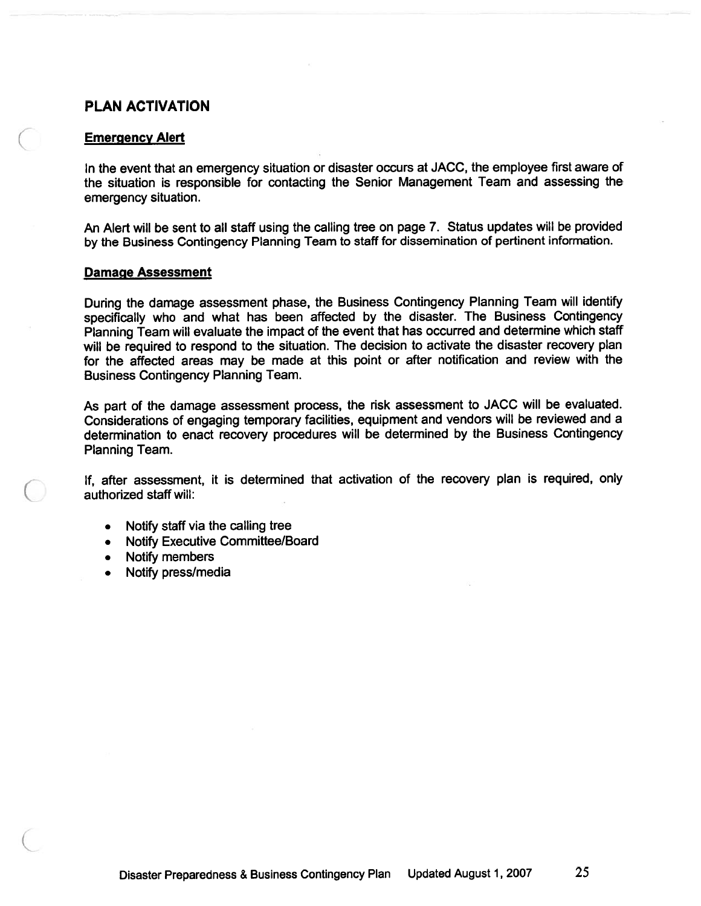## PLAN ACTIVATION

### Emergency Alert

In the event that an emergency situation or disaster occurs at JACC, the employee first aware of the situation is responsible for contacting the Senior Management Team and assessing the emergency situation.

An Alert will be sent to all staff using the calling tree on page 7. Status updates will be provided by the Business Contingency Planning Team to staff for dissemination of pertinent information.

### Damage Assessment

During the damage assessment phase, the Business Contingency Planning Team will identify specifically who and what has been affected by the disaster. The Business Contingency Planning Team will evaluate the impact of the event that has occurred and determine which staff will be required to respond to the situation. The decision to activate the disaster recovery plan for the affected areas may be made at this point or after notification and review with the Business Contingency Planning Team.

As part of the damage assessment process, the risk assessment to JACC will be evaluated. Considerations of engaging temporary facilities, equipment and vendors will be reviewed and a determination to enact recovery procedures will be determined by the Business Contingency Planning Team.

If, after assessment, it is determined that activation of the recovery plan is required, only authorized staff will:

- Notify staff via the calling tree
- Notify Executive Committee/Board
- Notify members
- Notify press/media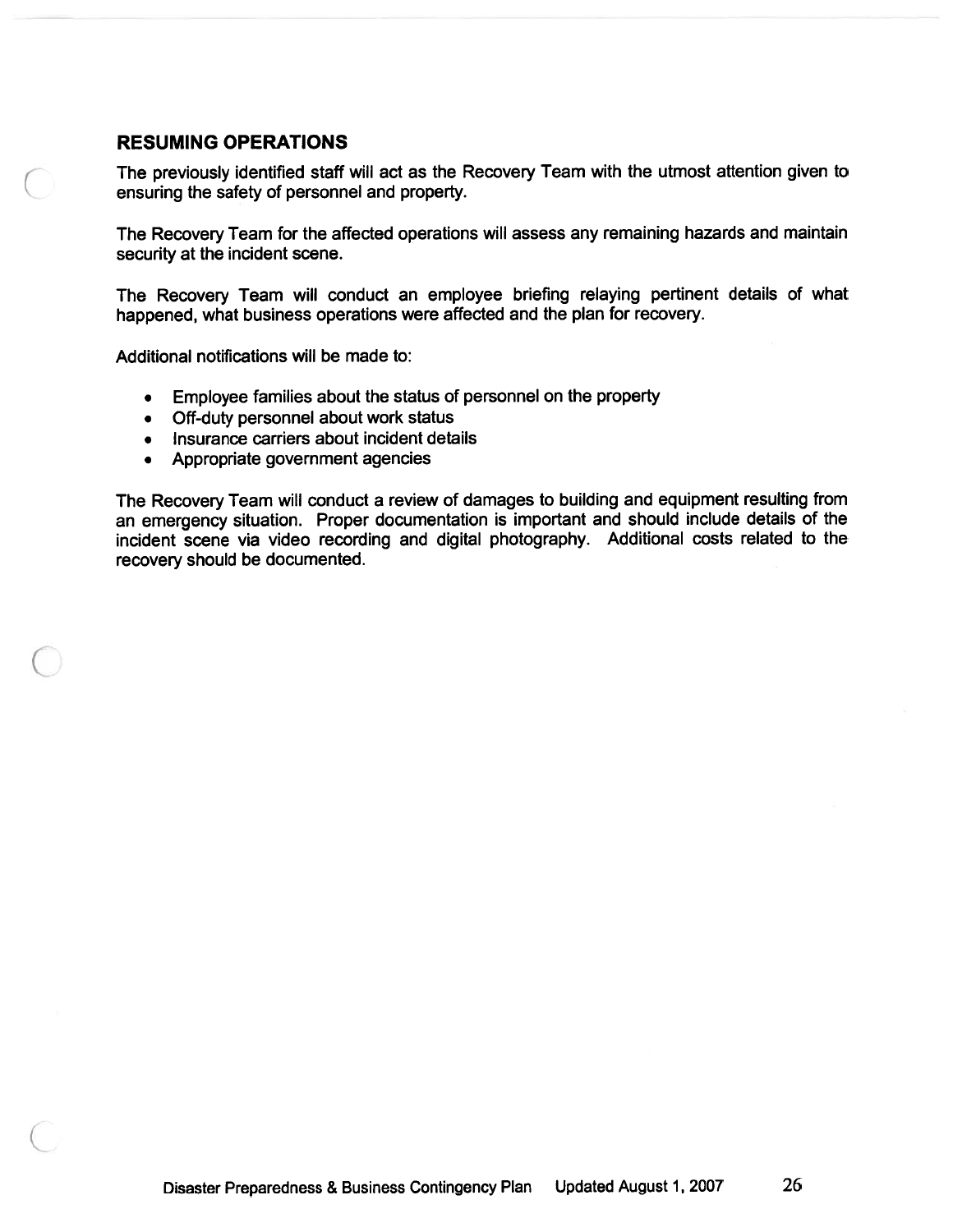## RESUMING OPERATIONS

The previously identified staff will act as the Recovery Team with the utmost attention given to ensuring the safety of personnel and property.

The Recovery Team for the affected operations will assess any remaining hazards and maintain security at the incident scene.

The Recovery Team will conduct an employee briefing relaying pertinent details of what happened, what business operations were affected and the plan for recovery.

Additional notifications will be made to:

- Employee families about the status of personnel on the property
- Off-duty personnel about work status
- Insurance carriers about incident details
- Appropriate government agencies

The Recovery Team will conduct a review of damages to building and equipment resulting from an emergency situation. Proper documentation is important and should include details of the incident scene via video recording and digital photography. Additional costs related to the recovery should be documented.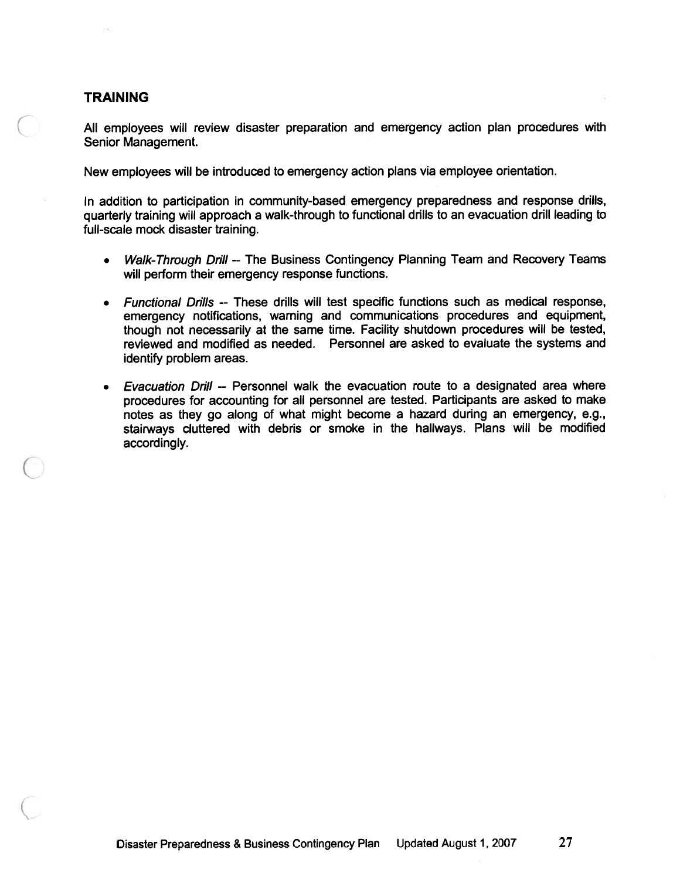## TRAINING

All employees will review disaster preparation and emergency action plan procedures with Senior Management.

New employees will be introduced to emergency action plans via employee orientation.

In addition to participation in community-based emergency preparedness and response drills, quarterly training will approach a walk-through to functional drills to an evacuation drill leading to full-scale mock disaster training.

- *Walk-Through Drill* -- The Business Contingency Planning Team and Recovery Teams will perform their emergency response functions.

- *Functional Drills* -- These drills will test specific functions such as medical response, emergency notifications, warning and communications procedures and equipment, though not necessarily at the same time. Facility shutdown procedures will be tested, reviewed and modified as needed. Personnel are asked to evaluate the systems and identify problem areas.

- *Evacuation Drill* -- Personnel walk the evacuation route to a designated area where procedures for accounting for all personnel are tested. Participants are asked to make notes as they go along of what might become a hazard during an emergency, e.g., stairways cluttered with debris or smoke in the hallways. Plans will be modified accordingly.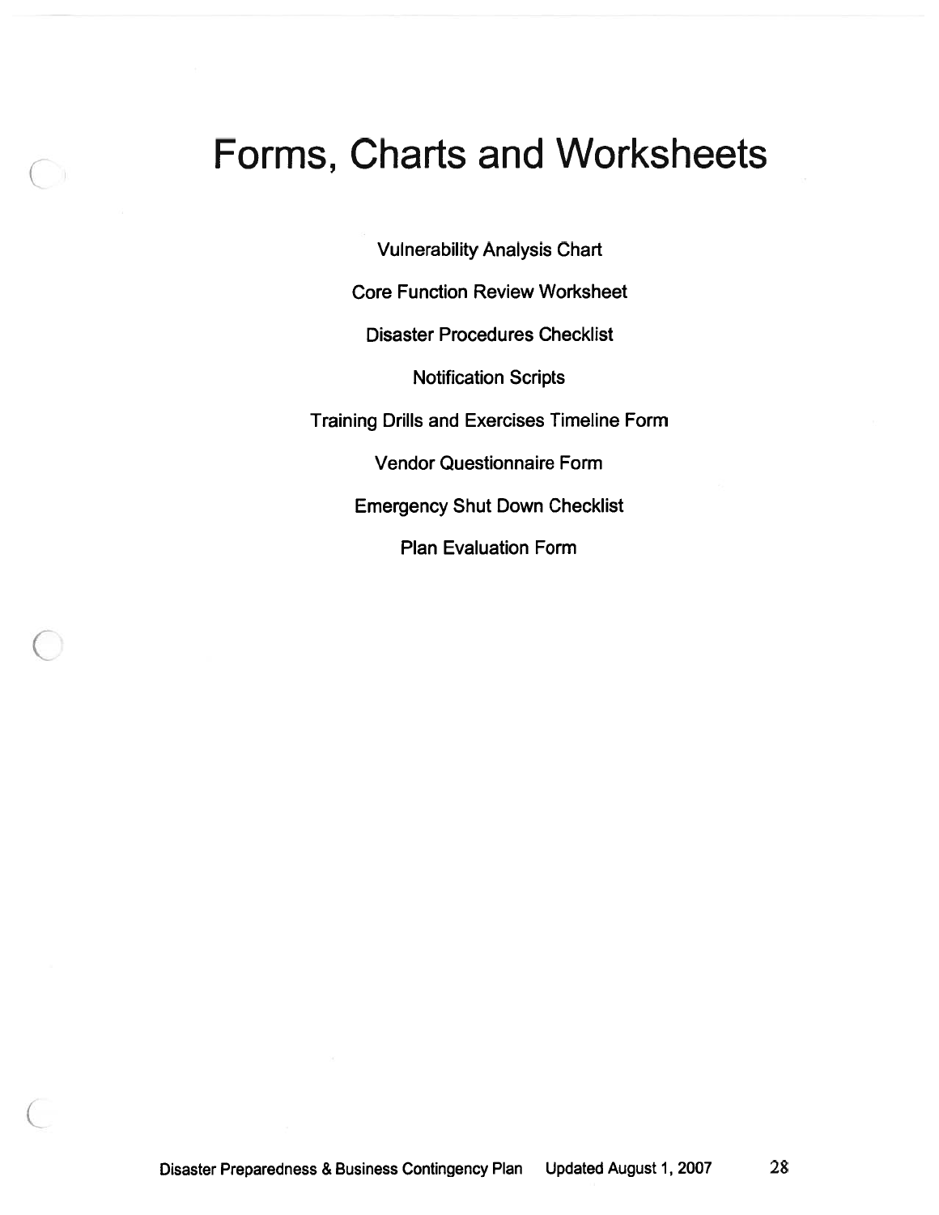# Forms, Charts and Worksheets

Vulnerability Analysis Chart

Core Function Review Worksheet

Disaster Procedures Checklist

Notification Scripts

Training Drills and Exercises Timeline Form

Vendor Questionnaire Form

Emergency Shut Down Checklist

Plan Evaluation Form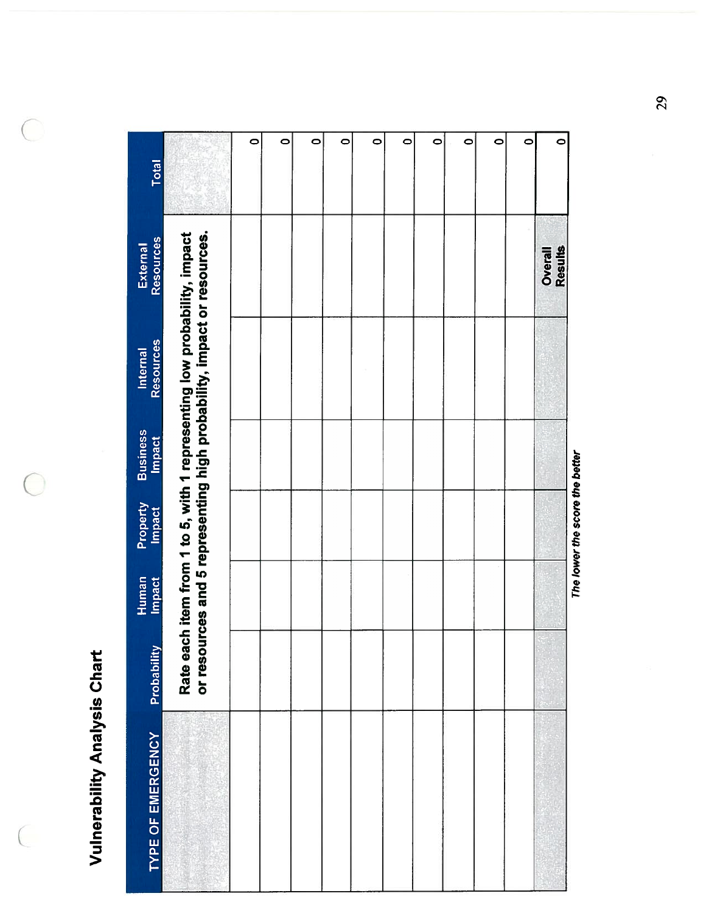# Vulnerability Analysis Chart

| TYPE OF EMERGENCY | Probability | Human Impact | Property Impact | Business Impact | Internal Resources | External Resources | Total |
|---|---|---|---|---|---|---|---|
| | Rate each item from 1 to 5, with 1 representing low probability, impact or resources and 5 representing high probability, impact or resources. | | | | | | |
| | | | | | | | 0 |
| | | | | | | | 0 |
| | | | | | | | 0 |
| | | | | | | | 0 |
| | | | | | | | 0 |
| | | | | | | | 0 |
| | | | | | | | 0 |
| | | | | | | | 0 |
| | | | | | | | 0 |
| | | | | | | | 0 |
| | | | | | | **Overall Results** | 0 |

***The lower the score the better***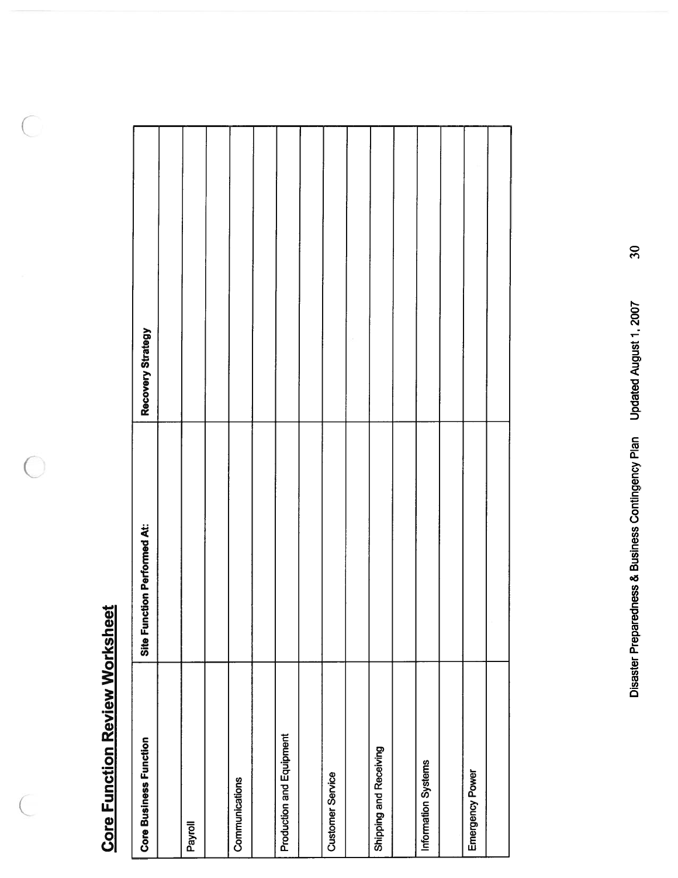## Core Function Review Worksheet

| Core Business Function | Site Function Performed At: | Recovery Strategy |
|---|---|---|
| | | |
| Payroll | | |
| | | |
| Communications | | |
| | | |
| Production and Equipment | | |
| | | |
| Customer Service | | |
| | | |
| Shipping and Receiving | | |
| | | |
| Information Systems | | |
| | | |
| Emergency Power | | |
| | | |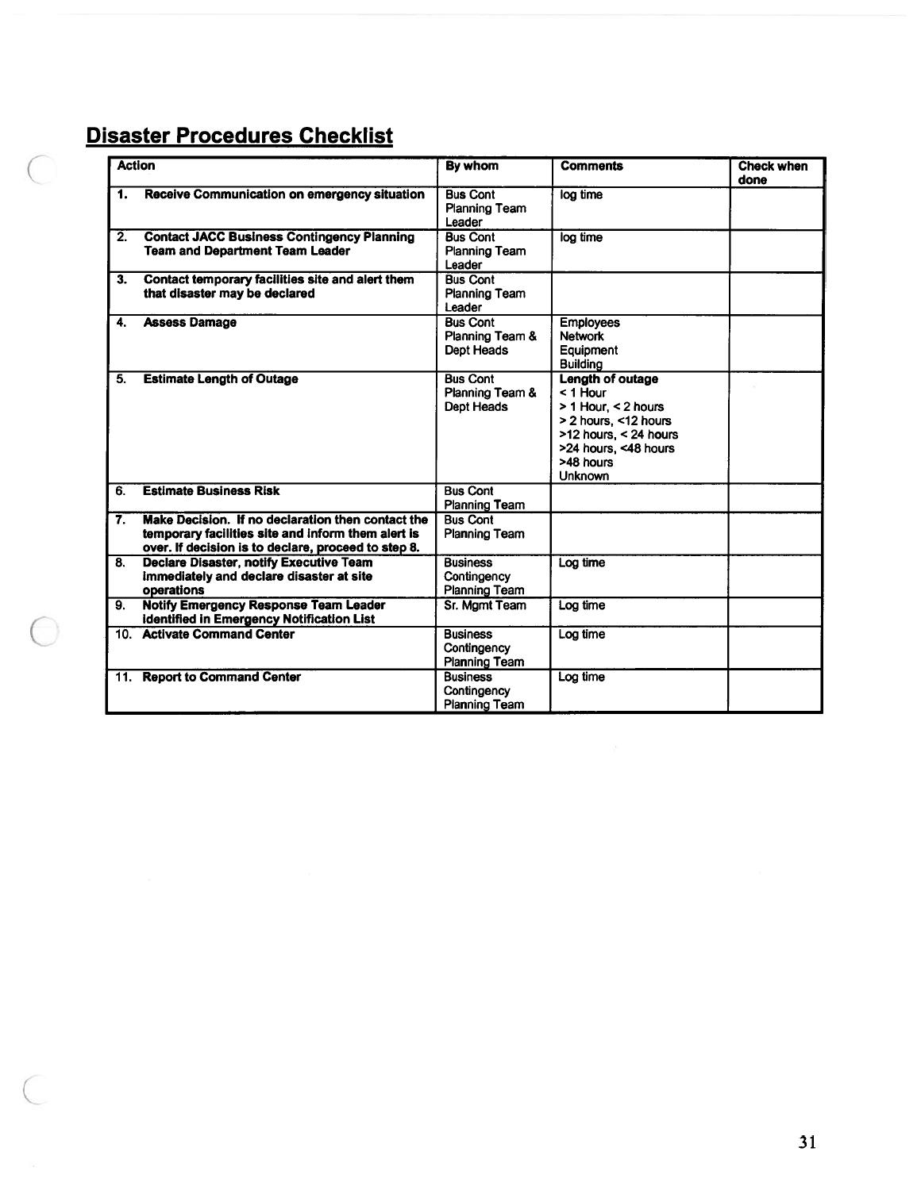# Disaster Procedures Checklist

| Action | By whom | Comments | Check when done |
|---|---|---|---|
| **1. Receive Communication on emergency situation** | Bus Cont Planning Team Leader | log time | |
| **2. Contact JACC Business Contingency Planning Team and Department Team Leader** | Bus Cont Planning Team Leader | log time | |
| **3. Contact temporary facilities site and alert them that disaster may be declared** | Bus Cont Planning Team Leader | | |
| **4. Assess Damage** | Bus Cont Planning Team & Dept Heads | Employees<br>Network<br>Equipment<br>Building | |
| **5. Estimate Length of Outage** | Bus Cont Planning Team & Dept Heads | **Length of outage**<br>< 1 Hour<br>> 1 Hour, < 2 hours<br>> 2 hours, <12 hours<br>>12 hours, < 24 hours<br>>24 hours, <48 hours<br>>48 hours<br>Unknown | |
| **6. Estimate Business Risk** | Bus Cont Planning Team | | |
| **7. Make Decision. If no declaration then contact the temporary facilities site and inform them alert is over. If decision is to declare, proceed to step 8.** | Bus Cont Planning Team | | |
| **8. Declare Disaster, notify Executive Team immediately and declare disaster at site operations** | Business Contingency Planning Team | Log time | |
| **9. Notify Emergency Response Team Leader identified in Emergency Notification List** | Sr. Mgmt Team | Log time | |
| **10. Activate Command Center** | Business Contingency Planning Team | Log time | |
| **11. Report to Command Center** | Business Contingency Planning Team | Log time | |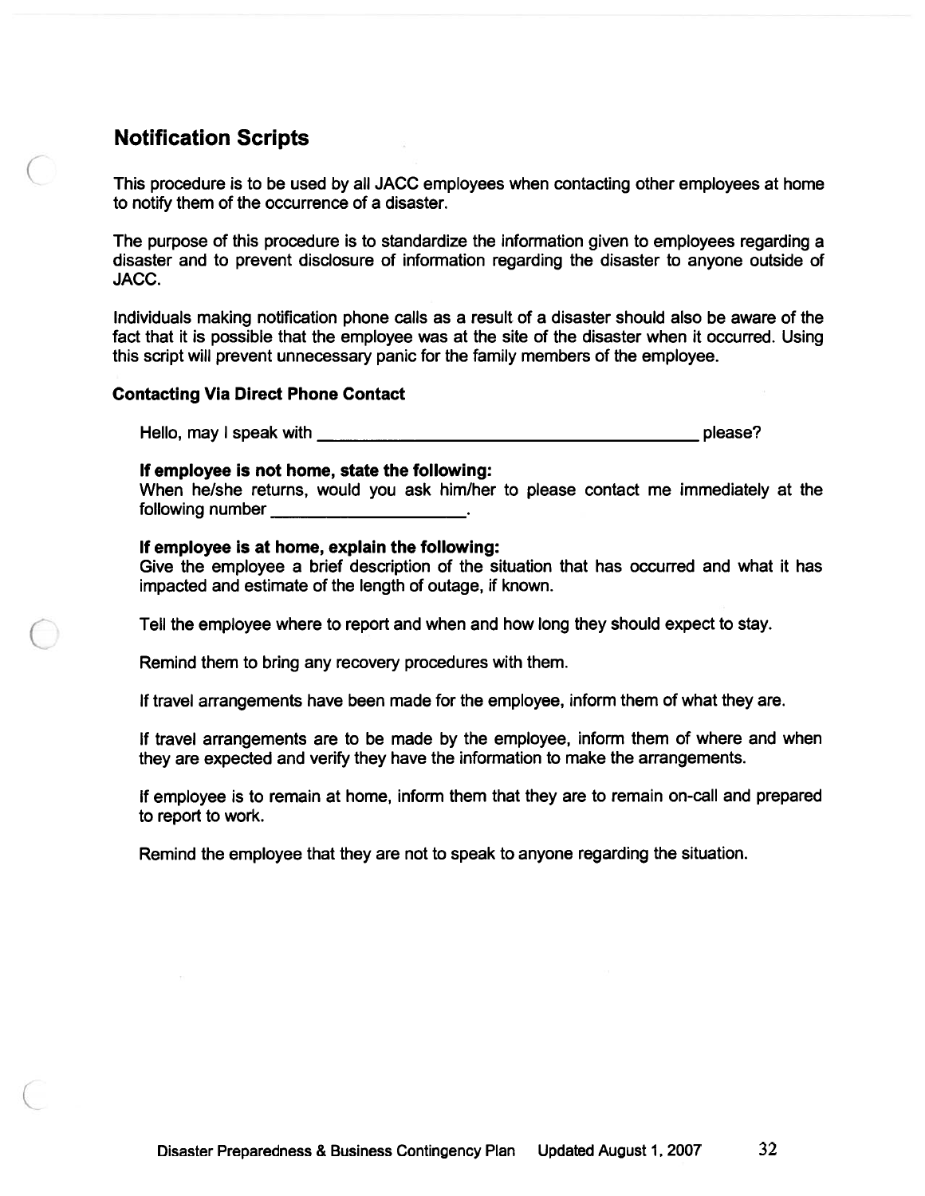## Notification Scripts

This procedure is to be used by all JACC employees when contacting other employees at home to notify them of the occurrence of a disaster.

The purpose of this procedure is to standardize the information given to employees regarding a disaster and to prevent disclosure of information regarding the disaster to anyone outside of JACC.

Individuals making notification phone calls as a result of a disaster should also be aware of the fact that it is possible that the employee was at the site of the disaster when it occurred. Using this script will prevent unnecessary panic for the family members of the employee.

### Contacting Via Direct Phone Contact

Hello, may I speak with ________________________________________ please?

**If employee is not home, state the following:**
When he/she returns, would you ask him/her to please contact me immediately at the following number ____________________.

**If employee is at home, explain the following:**
Give the employee a brief description of the situation that has occurred and what it has impacted and estimate of the length of outage, if known.

Tell the employee where to report and when and how long they should expect to stay.

Remind them to bring any recovery procedures with them.

If travel arrangements have been made for the employee, inform them of what they are.

If travel arrangements are to be made by the employee, inform them of where and when they are expected and verify they have the information to make the arrangements.

If employee is to remain at home, inform them that they are to remain on-call and prepared to report to work.

Remind the employee that they are not to speak to anyone regarding the situation.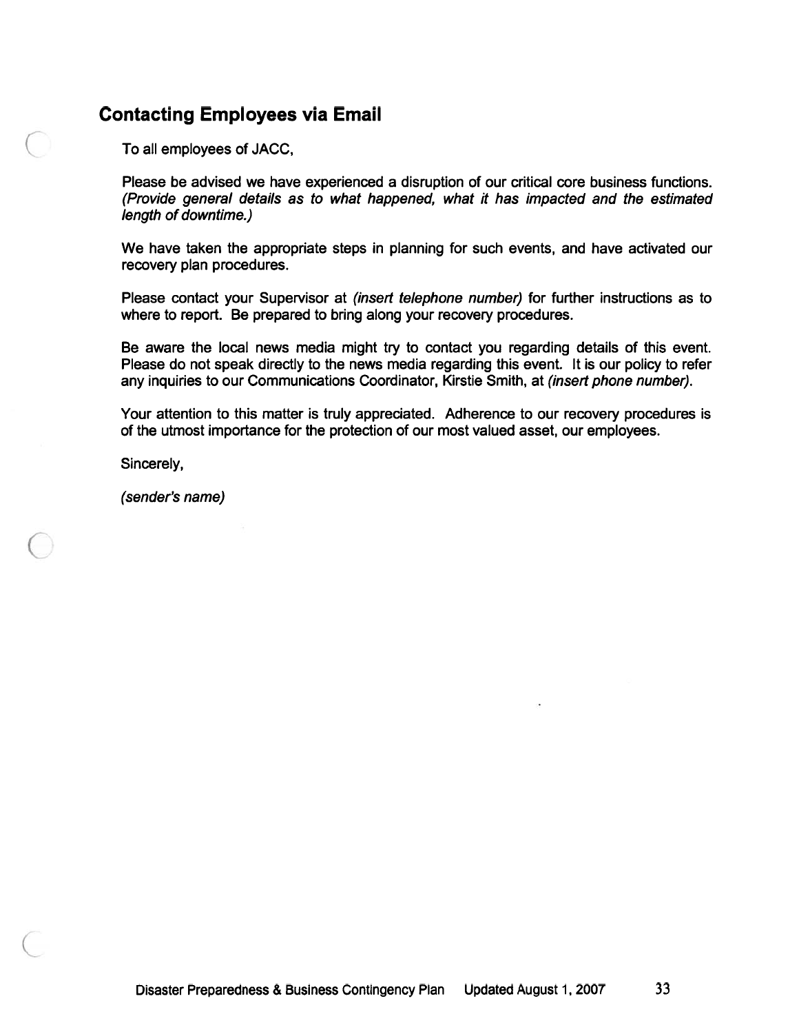## Contacting Employees via Email

To all employees of JACC,

Please be advised we have experienced a disruption of our critical core business functions. *(Provide general details as to what happened, what it has impacted and the estimated length of downtime.)*

We have taken the appropriate steps in planning for such events, and have activated our recovery plan procedures.

Please contact your Supervisor at *(insert telephone number)* for further instructions as to where to report. Be prepared to bring along your recovery procedures.

Be aware the local news media might try to contact you regarding details of this event. Please do not speak directly to the news media regarding this event. It is our policy to refer any inquiries to our Communications Coordinator, Kirstie Smith, at *(insert phone number)*.

Your attention to this matter is truly appreciated. Adherence to our recovery procedures is of the utmost importance for the protection of our most valued asset, our employees.

Sincerely,

*(sender's name)*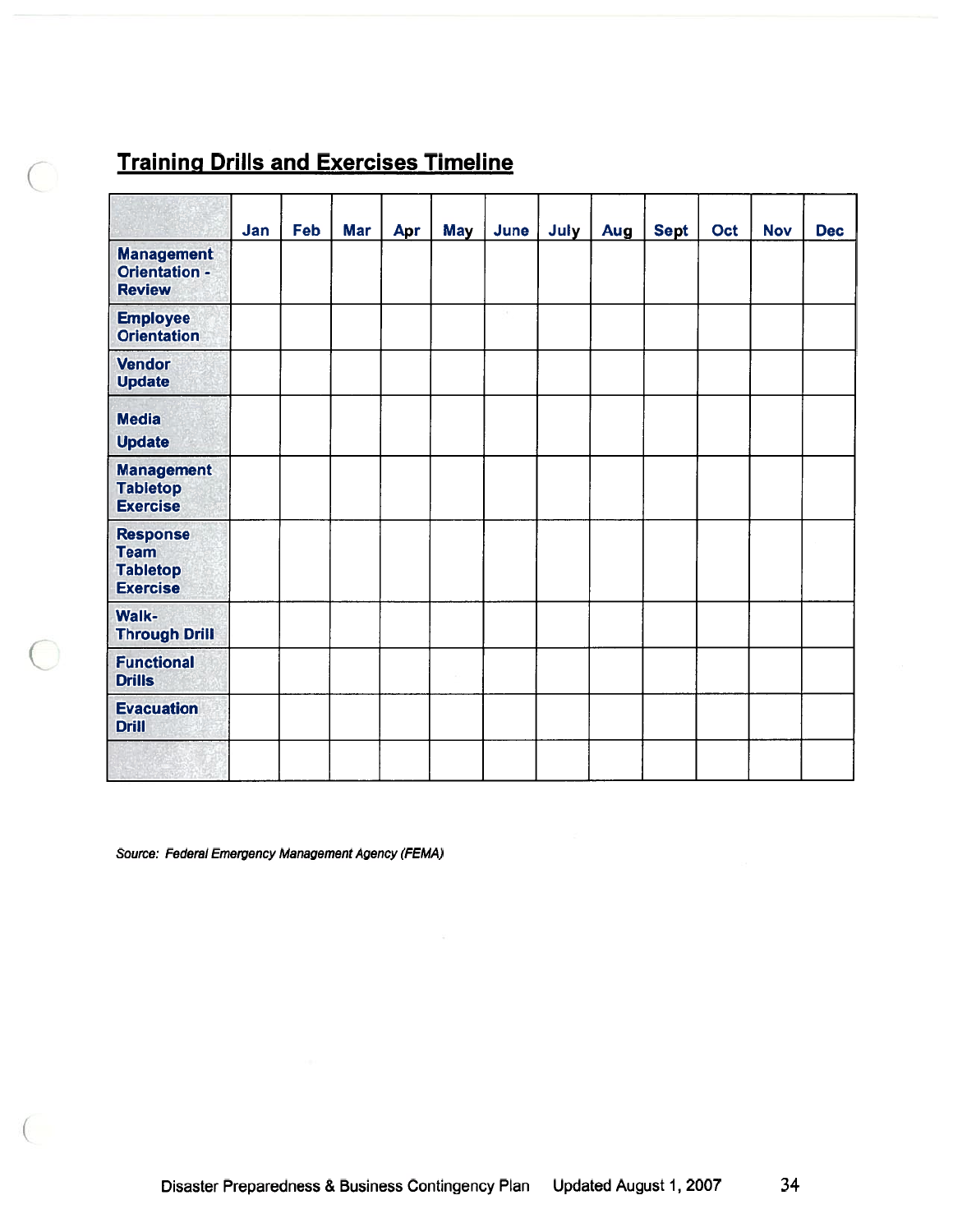## Training Drills and Exercises Timeline

| | Jan | Feb | Mar | Apr | May | June | July | Aug | Sept | Oct | Nov | Dec |
|---|---|---|---|---|---|---|---|---|---|---|---|---|
| Management Orientation - Review | | | | | | | | | | | | |
| Employee Orientation | | | | | | | | | | | | |
| Vendor Update | | | | | | | | | | | | |
| Media Update | | | | | | | | | | | | |
| Management Tabletop Exercise | | | | | | | | | | | | |
| Response Team Tabletop Exercise | | | | | | | | | | | | |
| Walk-Through Drill | | | | | | | | | | | | |
| Functional Drills | | | | | | | | | | | | |
| Evacuation Drill | | | | | | | | | | | | |
| | | | | | | | | | | | | |

*Source: Federal Emergency Management Agency (FEMA)*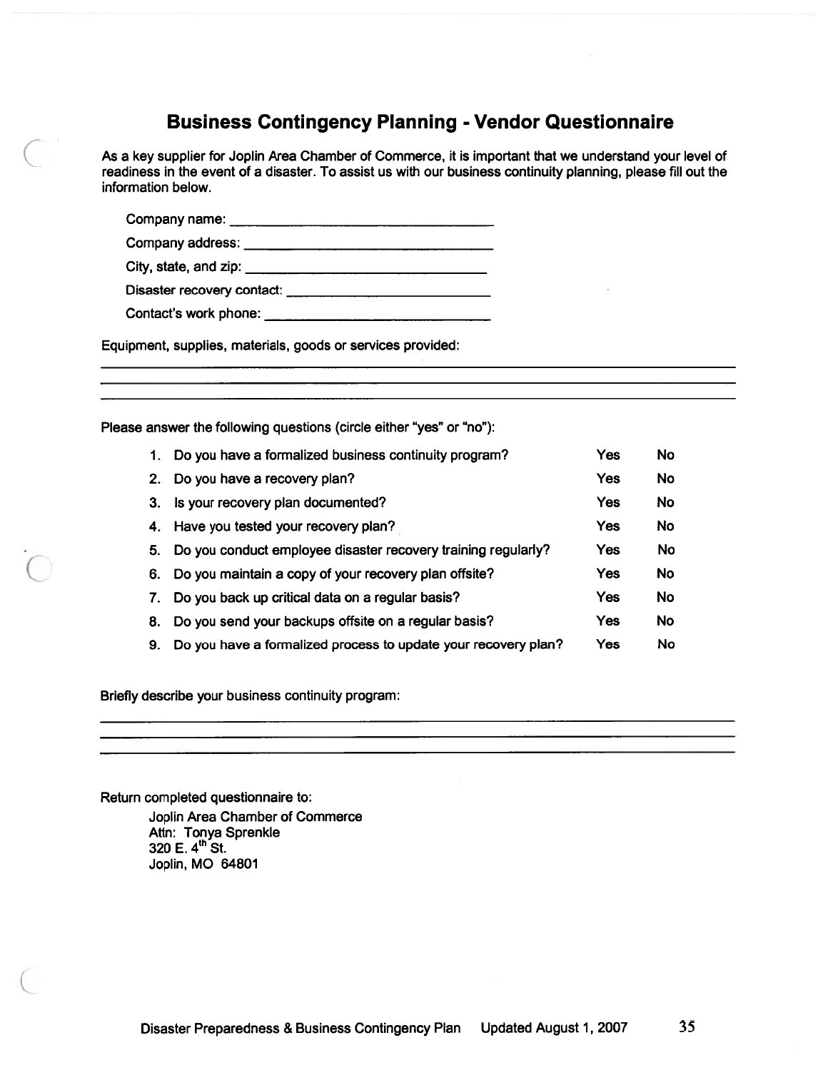# Business Contingency Planning - Vendor Questionnaire

As a key supplier for Joplin Area Chamber of Commerce, it is important that we understand your level of readiness in the event of a disaster. To assist us with our business continuity planning, please fill out the information below.

Company name: ________________________________

Company address: ________________________________

City, state, and zip: ________________________________

Disaster recovery contact: ___________________________

Contact's work phone: ______________________________

Equipment, supplies, materials, goods or services provided:

_______________________________________________________________

_______________________________________________________________

_______________________________________________________________

Please answer the following questions (circle either "yes" or "no"):

| | Question | | |
|---|---|---|---|
| 1. | Do you have a formalized business continuity program? | Yes | No |
| 2. | Do you have a recovery plan? | Yes | No |
| 3. | Is your recovery plan documented? | Yes | No |
| 4. | Have you tested your recovery plan? | Yes | No |
| 5. | Do you conduct employee disaster recovery training regularly? | Yes | No |
| 6. | Do you maintain a copy of your recovery plan offsite? | Yes | No |
| 7. | Do you back up critical data on a regular basis? | Yes | No |
| 8. | Do you send your backups offsite on a regular basis? | Yes | No |
| 9. | Do you have a formalized process to update your recovery plan? | Yes | No |

Briefly describe your business continuity program:

_______________________________________________________________

_______________________________________________________________

_______________________________________________________________

Return completed questionnaire to:

Joplin Area Chamber of Commerce
Attn: Tonya Sprenkle
320 E. 4th St.
Joplin, MO 64801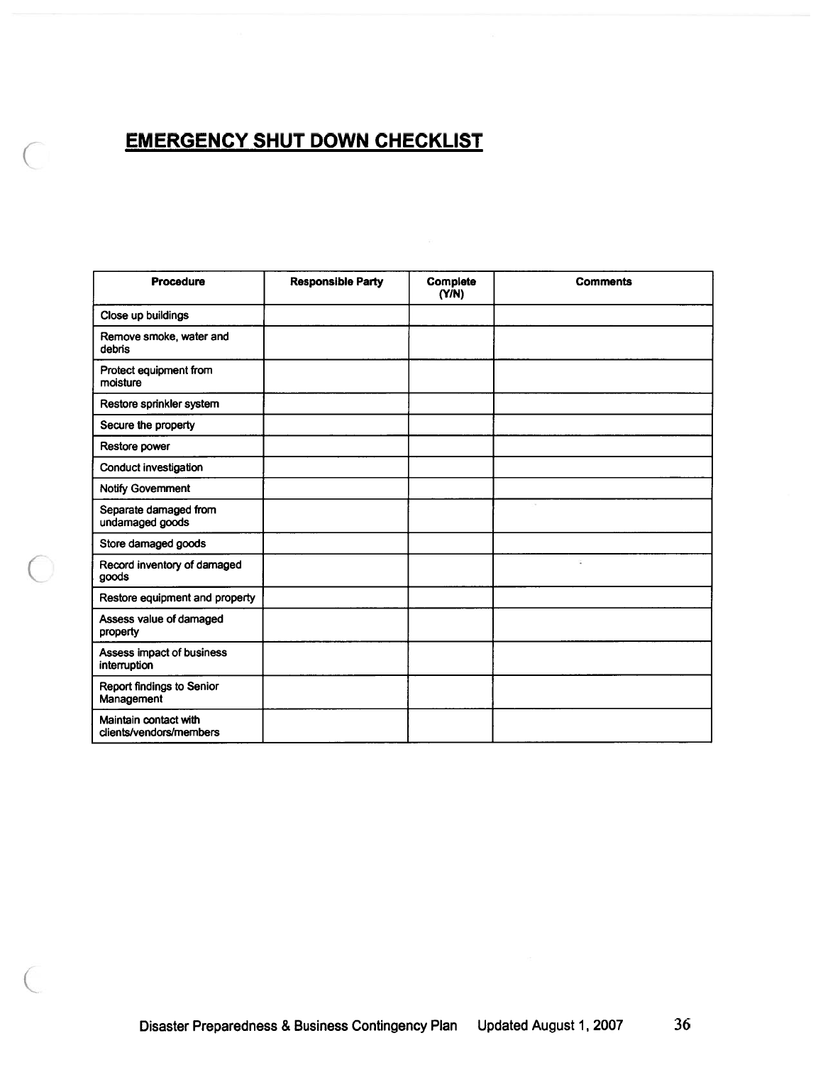## EMERGENCY SHUT DOWN CHECKLIST

| Procedure | Responsible Party | Complete (Y/N) | Comments |
|---|---|---|---|
| Close up buildings | | | |
| Remove smoke, water and debris | | | |
| Protect equipment from moisture | | | |
| Restore sprinkler system | | | |
| Secure the property | | | |
| Restore power | | | |
| Conduct investigation | | | |
| Notify Government | | | |
| Separate damaged from undamaged goods | | | |
| Store damaged goods | | | |
| Record inventory of damaged goods | | | |
| Restore equipment and property | | | |
| Assess value of damaged property | | | |
| Assess impact of business interruption | | | |
| Report findings to Senior Management | | | |
| Maintain contact with clients/vendors/members | | | |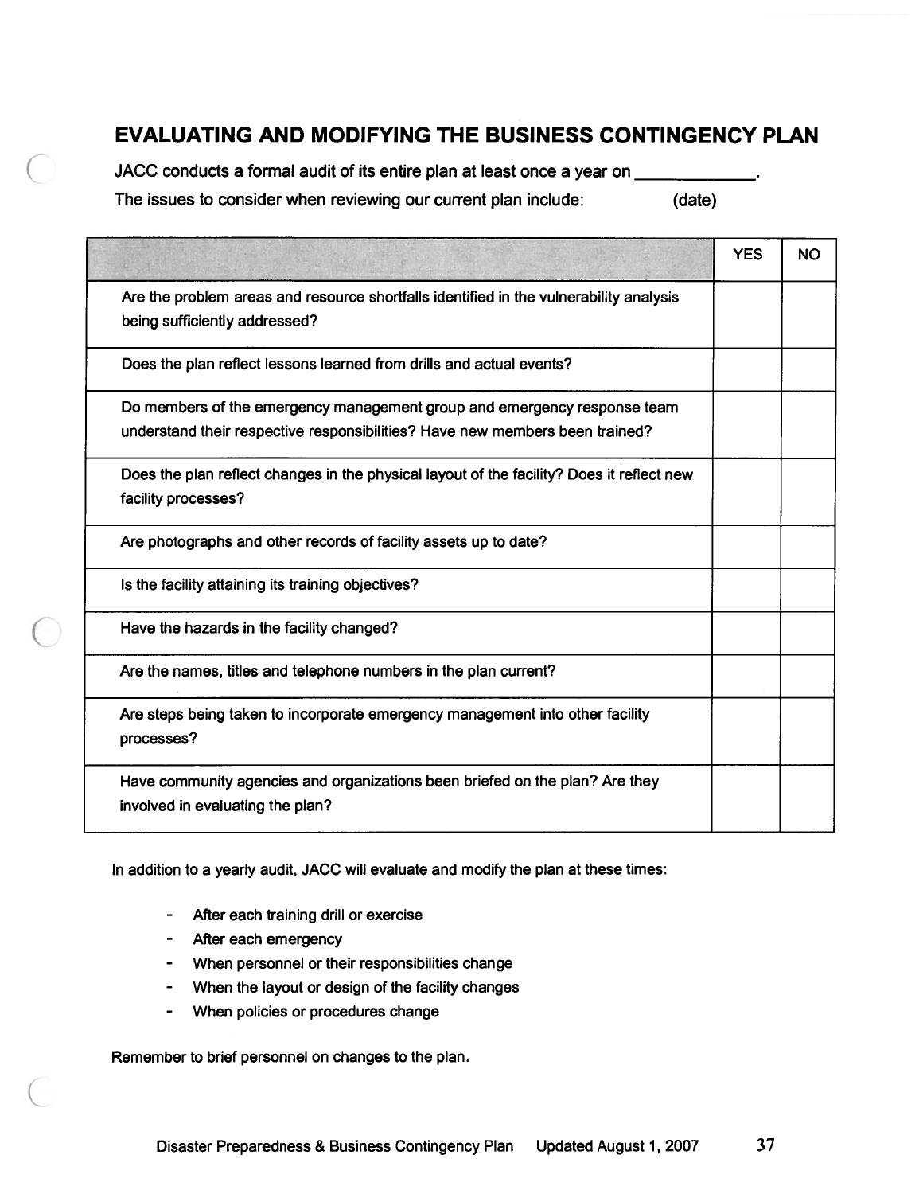## EVALUATING AND MODIFYING THE BUSINESS CONTINGENCY PLAN

JACC conducts a formal audit of its entire plan at least once a year on \_\_\_\_\_\_\_\_\_\_\_\_.
(date)

The issues to consider when reviewing our current plan include:

| | YES | NO |
|---|---|---|
| Are the problem areas and resource shortfalls identified in the vulnerability analysis being sufficiently addressed? | | |
| Does the plan reflect lessons learned from drills and actual events? | | |
| Do members of the emergency management group and emergency response team understand their respective responsibilities? Have new members been trained? | | |
| Does the plan reflect changes in the physical layout of the facility? Does it reflect new facility processes? | | |
| Are photographs and other records of facility assets up to date? | | |
| Is the facility attaining its training objectives? | | |
| Have the hazards in the facility changed? | | |
| Are the names, titles and telephone numbers in the plan current? | | |
| Are steps being taken to incorporate emergency management into other facility processes? | | |
| Have community agencies and organizations been briefed on the plan? Are they involved in evaluating the plan? | | |

In addition to a yearly audit, JACC will evaluate and modify the plan at these times:

- After each training drill or exercise
- After each emergency
- When personnel or their responsibilities change
- When the layout or design of the facility changes
- When policies or procedures change

Remember to brief personnel on changes to the plan.